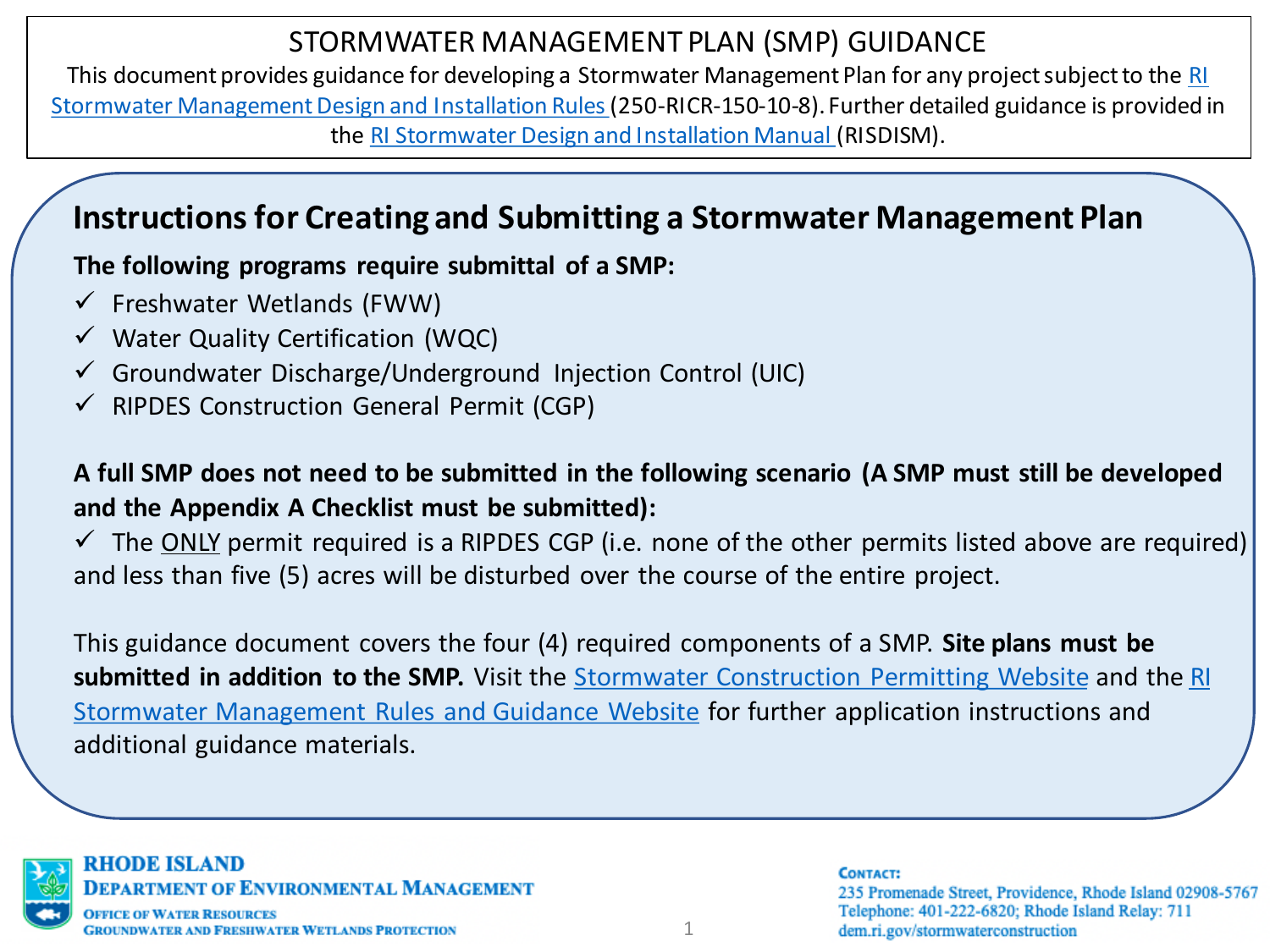# STORMWATER MANAGEMENT PLAN (SMP) GUIDANCE

This document provides guidance for developing a Stormwater Management Plan for any project subject to the RI Stormwater Management Design and Installation Rules (250-RICR-150-10-8). Further detailed guidance is provided in the RI Stormwater Design and Installation Manual (RISDISM).

## Instructions for Creating and Submitting a Stormwater Management Plan

**The following programs require submittal of a SMP:**

- ✓ Freshwater Wetlands (FWW)
- ✓ Water Quality Certification (WQC)
- ✓ Groundwater Discharge/Underground Injection Control (UIC)
- ✓ RIPDES Construction General Permit (CGP)

**A full SMP does not need to be submitted in the following scenario (A SMP must still be developed and the Appendix A Checklist must be submitted):**

- ✓ The ONLY permit required is a RIPDES CGP (i.e. none of the other permits listed above are required) and less than five (5) acres will be disturbed over the course of the entire project.

This guidance document covers the four (4) required components of a SMP. **Site plans must be submitted in addition to the SMP.** Visit the Stormwater Construction Permitting Website and the RI Stormwater Management Rules and Guidance Website for further application instructions and additional guidance materials.

**RHODE ISLAND DEPARTMENT OF ENVIRONMENTAL MANAGEMENT**
OFFICE OF WATER RESOURCES
GROUNDWATER AND FRESHWATER WETLANDS PROTECTION

**CONTACT:**
235 Promenade Street, Providence, Rhode Island 02908-5767
Telephone: 401-222-6820; Rhode Island Relay: 711
dem.ri.gov/stormwaterconstruction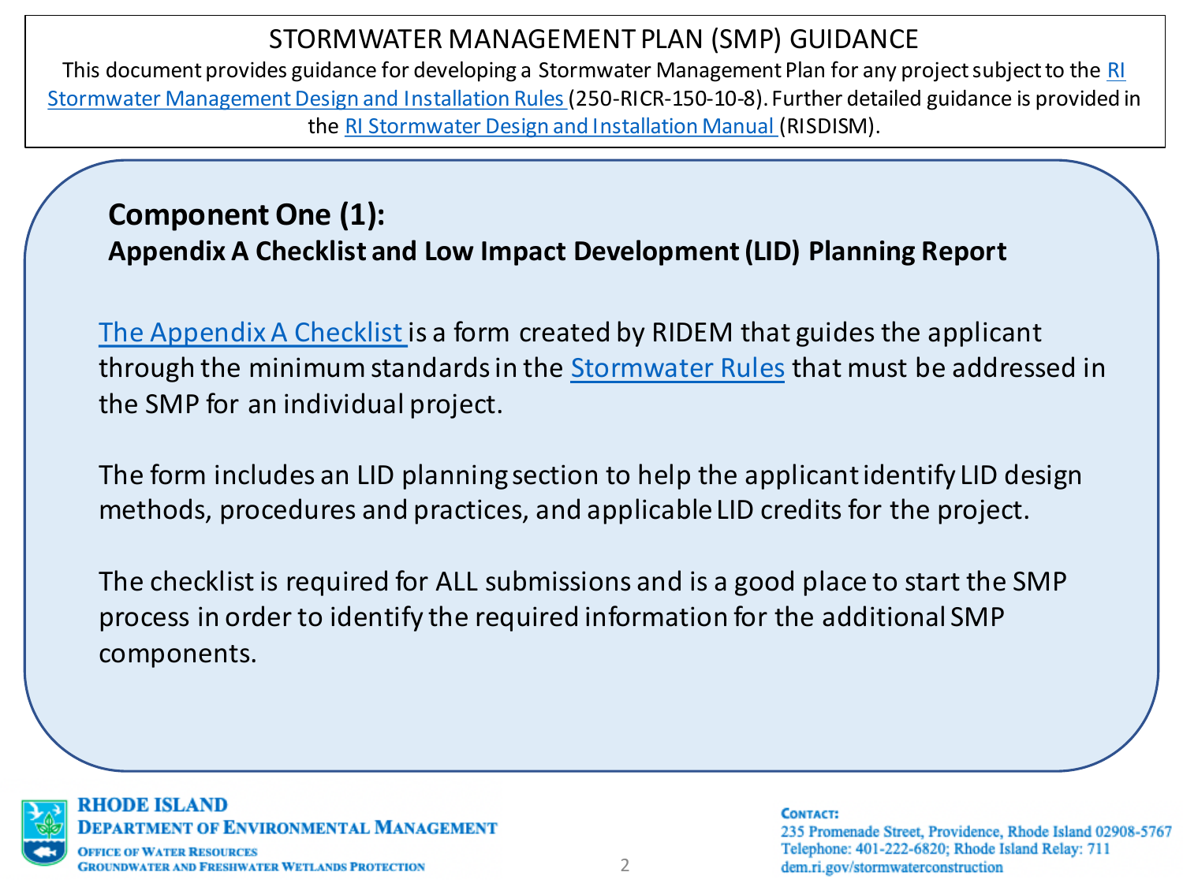## Component One (1):

### Appendix A Checklist and Low Impact Development (LID) Planning Report

The Appendix A Checklist is a form created by RIDEM that guides the applicant through the minimum standards in the Stormwater Rules that must be addressed in the SMP for an individual project.

The form includes an LID planning section to help the applicant identify LID design methods, procedures and practices, and applicable LID credits for the project.

The checklist is required for ALL submissions and is a good place to start the SMP process in order to identify the required information for the additional SMP components.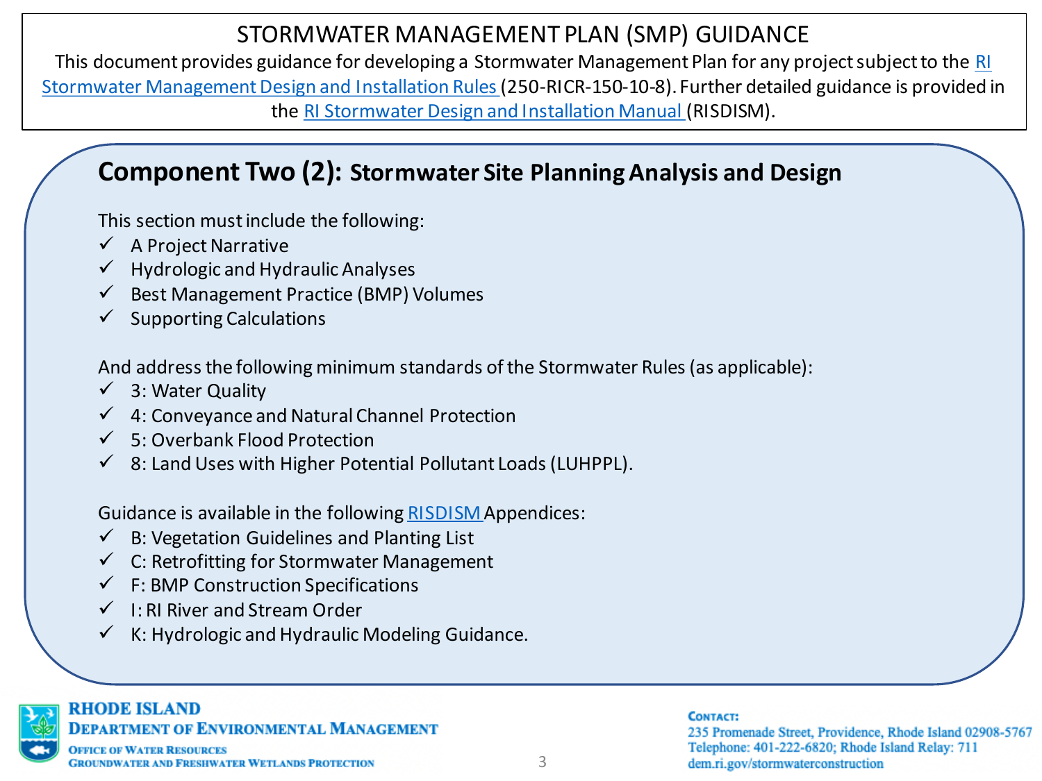# STORMWATER MANAGEMENT PLAN (SMP) GUIDANCE

This document provides guidance for developing a Stormwater Management Plan for any project subject to the RI Stormwater Management Design and Installation Rules (250-RICR-150-10-8). Further detailed guidance is provided in the RI Stormwater Design and Installation Manual (RISDISM).

## Component Two (2): Stormwater Site Planning Analysis and Design

This section must include the following:

- ✓ A Project Narrative
- ✓ Hydrologic and Hydraulic Analyses
- ✓ Best Management Practice (BMP) Volumes
- ✓ Supporting Calculations

And address the following minimum standards of the Stormwater Rules (as applicable):

- ✓ 3: Water Quality
- ✓ 4: Conveyance and Natural Channel Protection
- ✓ 5: Overbank Flood Protection
- ✓ 8: Land Uses with Higher Potential Pollutant Loads (LUHPPL).

Guidance is available in the following RISDISM Appendices:

- ✓ B: Vegetation Guidelines and Planting List
- ✓ C: Retrofitting for Stormwater Management
- ✓ F: BMP Construction Specifications
- ✓ I: RI River and Stream Order
- ✓ K: Hydrologic and Hydraulic Modeling Guidance.

**RHODE ISLAND**
**DEPARTMENT OF ENVIRONMENTAL MANAGEMENT**
OFFICE OF WATER RESOURCES
GROUNDWATER AND FRESHWATER WETLANDS PROTECTION

**CONTACT:**
235 Promenade Street, Providence, Rhode Island 02908-5767
Telephone: 401-222-6820; Rhode Island Relay: 711
dem.ri.gov/stormwaterconstruction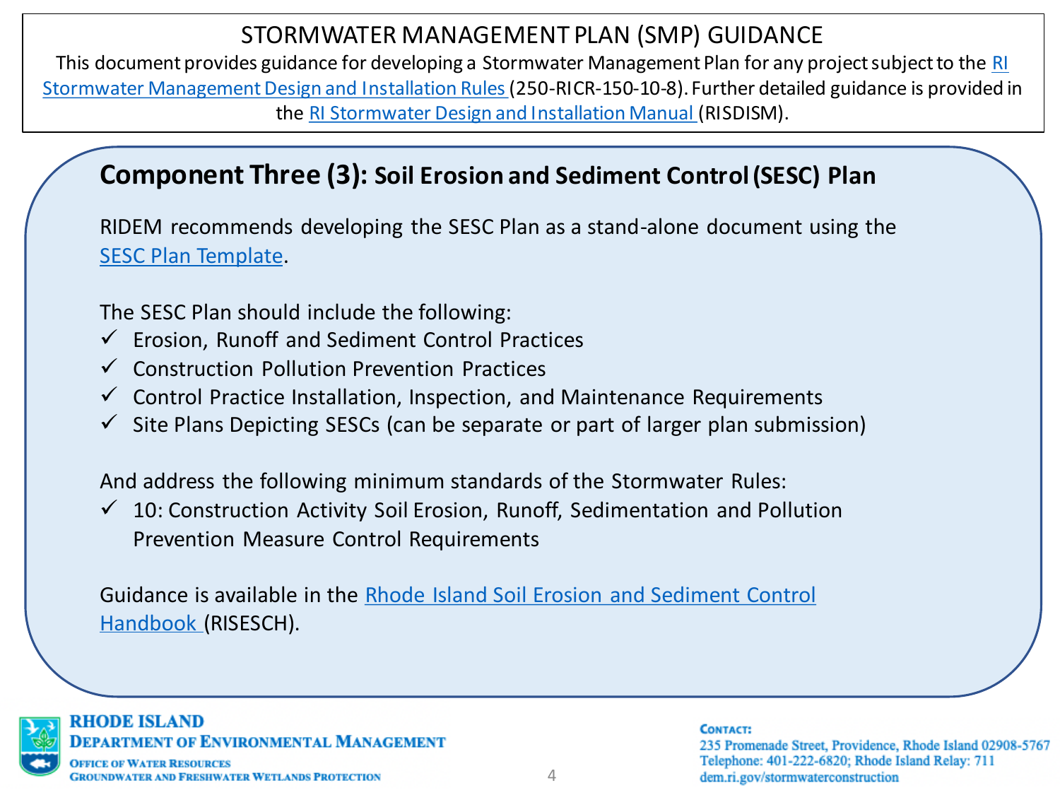# STORMWATER MANAGEMENT PLAN (SMP) GUIDANCE

This document provides guidance for developing a Stormwater Management Plan for any project subject to the RI Stormwater Management Design and Installation Rules (250-RICR-150-10-8). Further detailed guidance is provided in the RI Stormwater Design and Installation Manual (RISDISM).

## Component Three (3): Soil Erosion and Sediment Control (SESC) Plan

RIDEM recommends developing the SESC Plan as a stand-alone document using the SESC Plan Template.

The SESC Plan should include the following:

- ✓ Erosion, Runoff and Sediment Control Practices
- ✓ Construction Pollution Prevention Practices
- ✓ Control Practice Installation, Inspection, and Maintenance Requirements
- ✓ Site Plans Depicting SESCs (can be separate or part of larger plan submission)

And address the following minimum standards of the Stormwater Rules:

- ✓ 10: Construction Activity Soil Erosion, Runoff, Sedimentation and Pollution Prevention Measure Control Requirements

Guidance is available in the Rhode Island Soil Erosion and Sediment Control Handbook (RISESCH).

**RHODE ISLAND DEPARTMENT OF ENVIRONMENTAL MANAGEMENT**
OFFICE OF WATER RESOURCES
GROUNDWATER AND FRESHWATER WETLANDS PROTECTION

**CONTACT:**
235 Promenade Street, Providence, Rhode Island 02908-5767
Telephone: 401-222-6820; Rhode Island Relay: 711
dem.ri.gov/stormwaterconstruction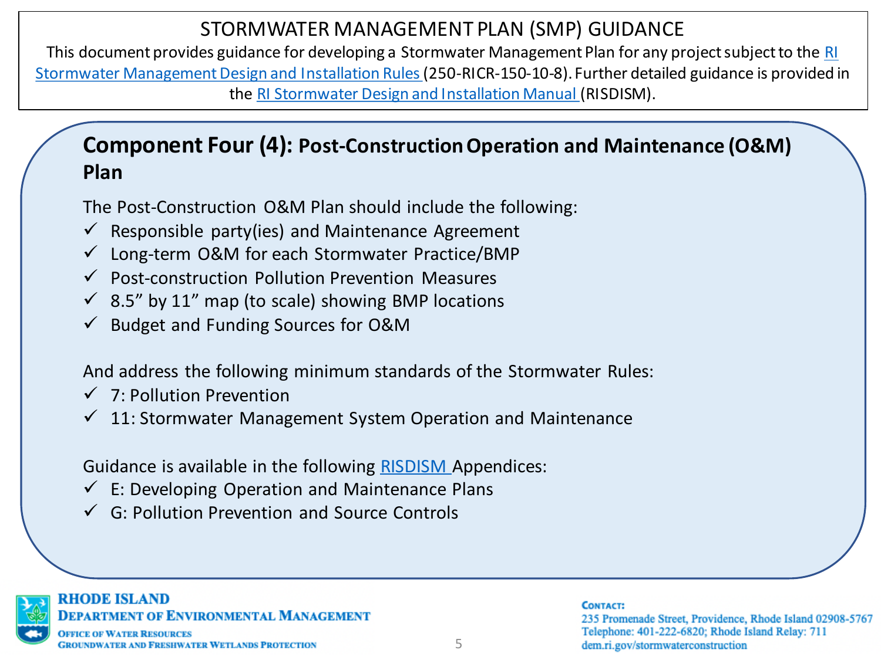# STORMWATER MANAGEMENT PLAN (SMP) GUIDANCE

This document provides guidance for developing a Stormwater Management Plan for any project subject to the RI Stormwater Management Design and Installation Rules (250-RICR-150-10-8). Further detailed guidance is provided in the RI Stormwater Design and Installation Manual (RISDISM).

## Component Four (4): Post-Construction Operation and Maintenance (O&M) Plan

The Post-Construction O&M Plan should include the following:

- ✓ Responsible party(ies) and Maintenance Agreement
- ✓ Long-term O&M for each Stormwater Practice/BMP
- ✓ Post-construction Pollution Prevention Measures
- ✓ 8.5" by 11" map (to scale) showing BMP locations
- ✓ Budget and Funding Sources for O&M

And address the following minimum standards of the Stormwater Rules:

- ✓ 7: Pollution Prevention
- ✓ 11: Stormwater Management System Operation and Maintenance

Guidance is available in the following RISDISM Appendices:

- ✓ E: Developing Operation and Maintenance Plans
- ✓ G: Pollution Prevention and Source Controls

**RHODE ISLAND DEPARTMENT OF ENVIRONMENTAL MANAGEMENT**
OFFICE OF WATER RESOURCES
GROUNDWATER AND FRESHWATER WETLANDS PROTECTION

**CONTACT:**
235 Promenade Street, Providence, Rhode Island 02908-5767
Telephone: 401-222-6820; Rhode Island Relay: 711
dem.ri.gov/stormwaterconstruction